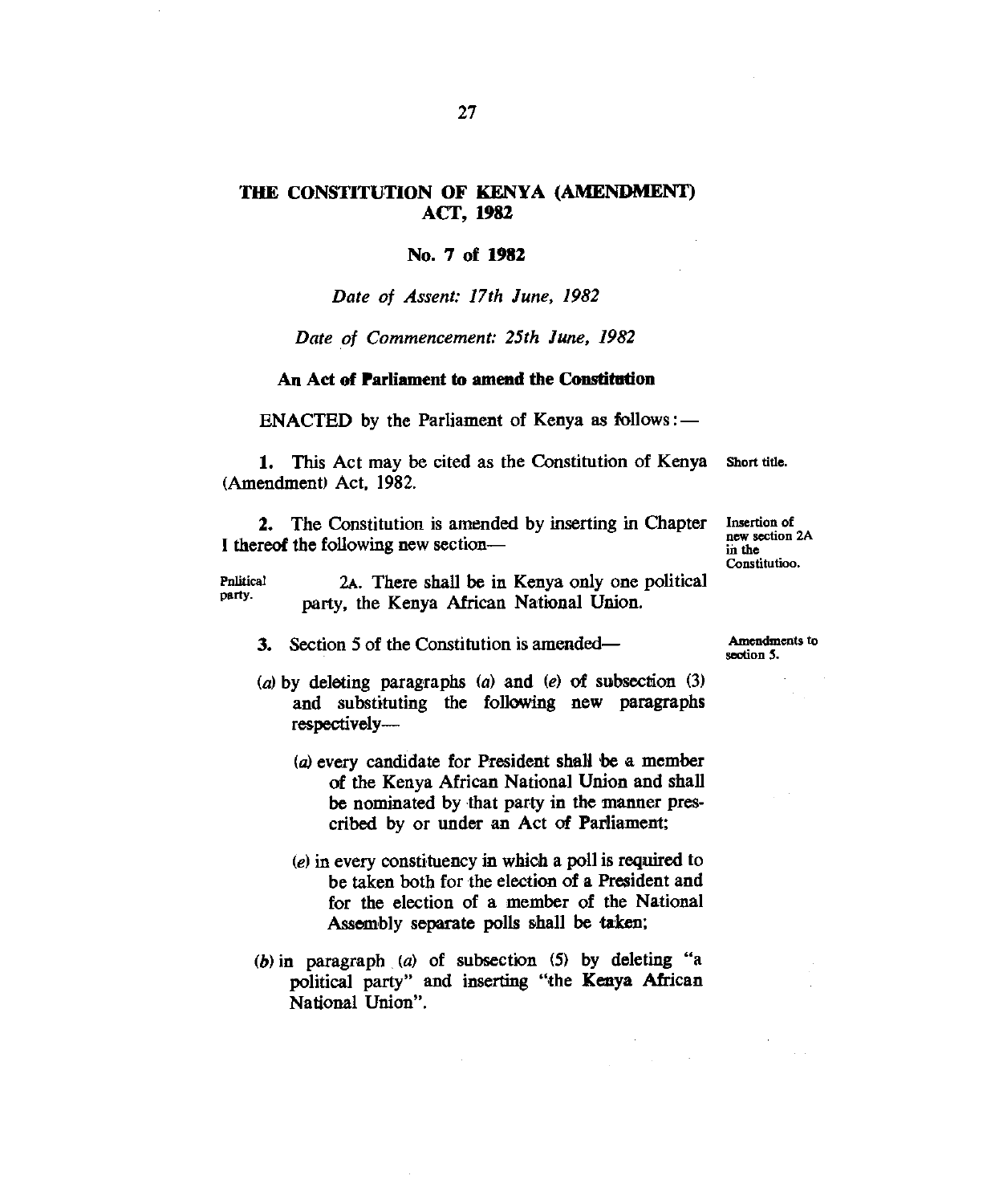# THE CONSTITUTION OF KENYA (AMENDMENT) ACT, 1982

## No. 7 of 1982

*Date of Assent: 17th June, 1982*

*Date of Commencement: 25th June, 1982*

**An Act of Parliament to amend the Constitution**

ENACTED by the Parliament of Kenya as follows:—

Short title.

**1.** This Act may be cited as the Constitution of Kenya (Amendment) Act, 1982.

Insertion of new section 2A in the Constitution.

**2.** The Constitution is amended by inserting in Chapter I thereof the following new section—

Political party.

2A. There shall be in Kenya only one political party, the Kenya African National Union.

Amendments to section 5.

**3.** Section 5 of the Constitution is amended—

(*a*) by deleting paragraphs (*a*) and (*e*) of subsection (3) and substituting the following new paragraphs respectively—

(*a*) every candidate for President shall be a member of the Kenya African National Union and shall be nominated by that party in the manner prescribed by or under an Act of Parliament;

(*e*) in every constituency in which a poll is required to be taken both for the election of a President and for the election of a member of the National Assembly separate polls shall be taken;

(*b*) in paragraph (*a*) of subsection (5) by deleting "a political party" and inserting "the Kenya African National Union".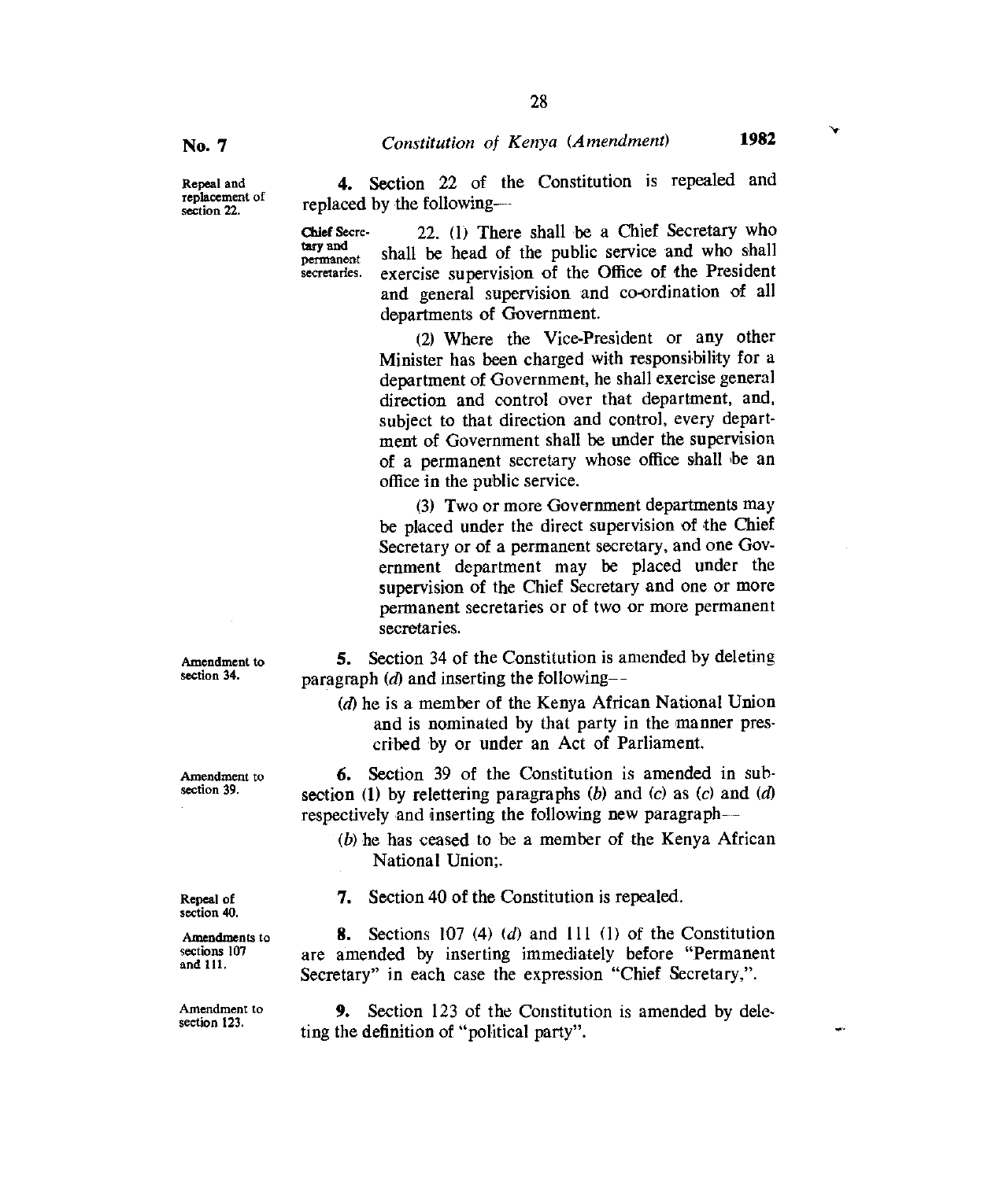**Repeal and replacement of section 22.**

**4.** Section 22 of the Constitution is repealed and replaced by the following—

**Chief Secretary and permanent secretaries.**

22. (1) There shall be a Chief Secretary who shall be head of the public service and who shall exercise supervision of the Office of the President and general supervision and co-ordination of all departments of Government.

(2) Where the Vice-President or any other Minister has been charged with responsibility for a department of Government, he shall exercise general direction and control over that department, and, subject to that direction and control, every department of Government shall be under the supervision of a permanent secretary whose office shall be an office in the public service.

(3) Two or more Government departments may be placed under the direct supervision of the Chief Secretary or of a permanent secretary, and one Government department may be placed under the supervision of the Chief Secretary and one or more permanent secretaries or of two or more permanent secretaries.

**Amendment to section 34.**

**5.** Section 34 of the Constitution is amended by deleting paragraph (*d*) and inserting the following—

(*d*) he is a member of the Kenya African National Union and is nominated by that party in the manner prescribed by or under an Act of Parliament.

**Amendment to section 39.**

**6.** Section 39 of the Constitution is amended in subsection (1) by relettering paragraphs (*b*) and (*c*) as (*c*) and (*d*) respectively and inserting the following new paragraph—

(*b*) he has ceased to be a member of the Kenya African National Union;.

**Repeal of section 40.**

**7.** Section 40 of the Constitution is repealed.

**Amendments to sections 107 and 111.**

**8.** Sections 107 (4) (*d*) and 111 (1) of the Constitution are amended by inserting immediately before "Permanent Secretary" in each case the expression "Chief Secretary,".

**Amendment to section 123.**

**9.** Section 123 of the Constitution is amended by deleting the definition of "political party".